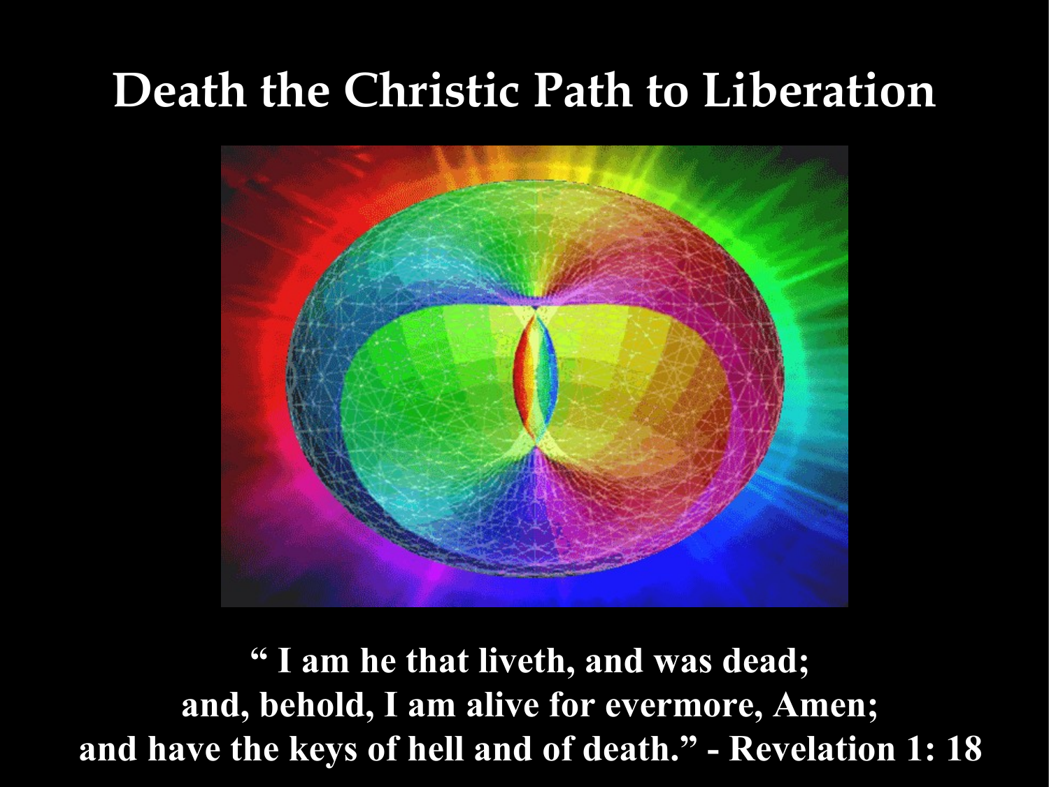# Death the Christic Path to Liberation

**" I am he that liveth, and was dead;
and, behold, I am alive for evermore, Amen;
and have the keys of hell and of death." - Revelation 1: 18**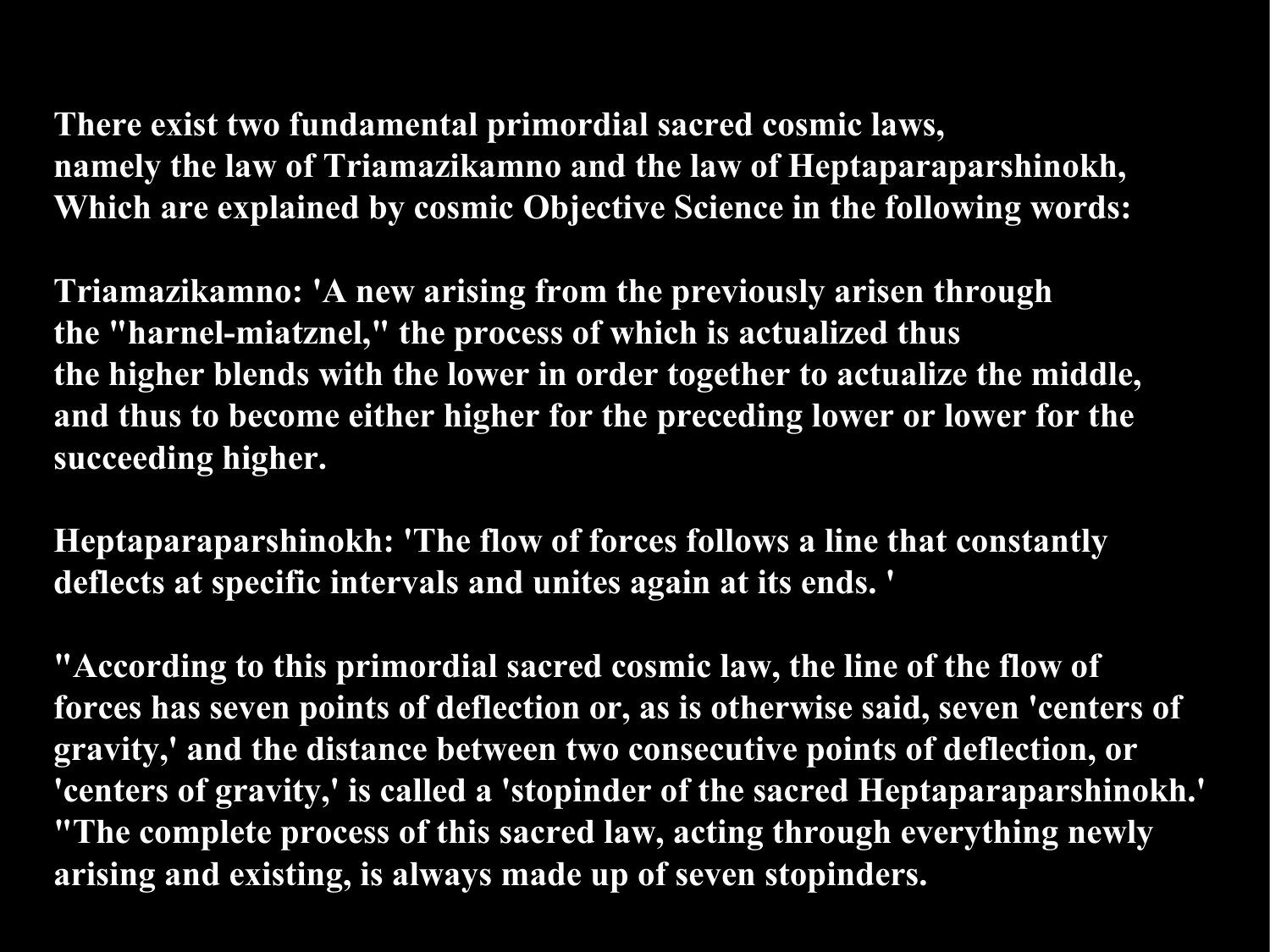**There exist two fundamental primordial sacred cosmic laws, namely the law of Triamazikamno and the law of Heptaparaparshinokh, Which are explained by cosmic Objective Science in the following words:**

**Triamazikamno: 'A new arising from the previously arisen through the "harnel-miatznel," the process of which is actualized thus the higher blends with the lower in order together to actualize the middle, and thus to become either higher for the preceding lower or lower for the succeeding higher.**

**Heptaparaparshinokh: 'The flow of forces follows a line that constantly deflects at specific intervals and unites again at its ends. '**

**"According to this primordial sacred cosmic law, the line of the flow of forces has seven points of deflection or, as is otherwise said, seven 'centers of gravity,' and the distance between two consecutive points of deflection, or 'centers of gravity,' is called a 'stopinder of the sacred Heptaparaparshinokh.' "The complete process of this sacred law, acting through everything newly arising and existing, is always made up of seven stopinders.**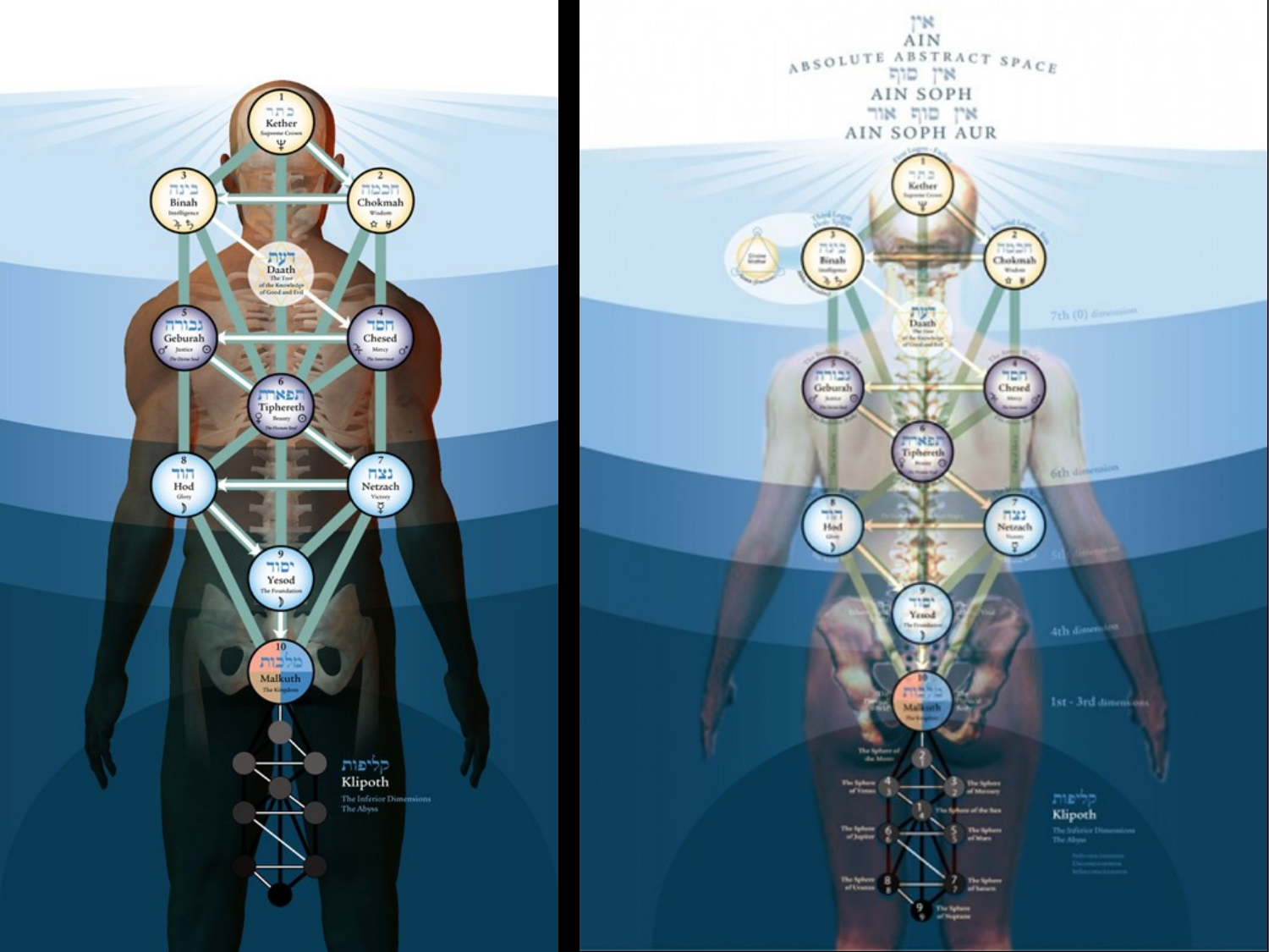1
כתר
Kether
Supreme Crown

3
בינה
Binah
Intelligence

2
חכמה
Chokmah
Wisdom

דעת
Daath
The Tree of the Knowledge of Good and Evil

5
גבורה
Geburah
Justice
The Divine Soul

4
חסד
Chesed
Mercy
The Innermost

6
תפארת
Tiphereth
Beauty
The Human Soul

8
הוד
Hod
Glory

7
נצח
Netzach
Victory

9
יסוד
Yesod
The Foundation

10
מלכות
Malkuth
The Kingdom

קליפות
Klipoth
The Inferior Dimensions
The Abyss

---

אין
AIN
ABSOLUTE ABSTRACT SPACE
אין סוף
AIN SOPH
אין סוף אור
AIN SOPH AUR

1
כתר
Kether
Supreme Crown

3
בינה
Binah
Intelligence

2
חכמה
Chokmah
Wisdom

דעת
Daath
The Tree of the Knowledge of Good and Evil

5
גבורה
Geburah
Justice

4
חסד
Chesed
Mercy

6
תפארת
Tiphereth
Beauty

8
הוד
Hod
Glory

7
נצח
Netzach
Victory

9
יסוד
Yesod
The Foundation

10
מלכות
Malkuth
The Kingdom

7th (0) dimension

6th dimension

5th dimension

4th dimension

1st - 3rd dimensions

The Sphere of the Moon
The Sphere of Venus
The Sphere of Mercury
The Sphere of the Sun
The Sphere of Jupiter
The Sphere of Mars
The Sphere of Uranus
The Sphere of Saturn
The Sphere of Neptune

קליפות
Klipoth
The Inferior Dimensions
The Abyss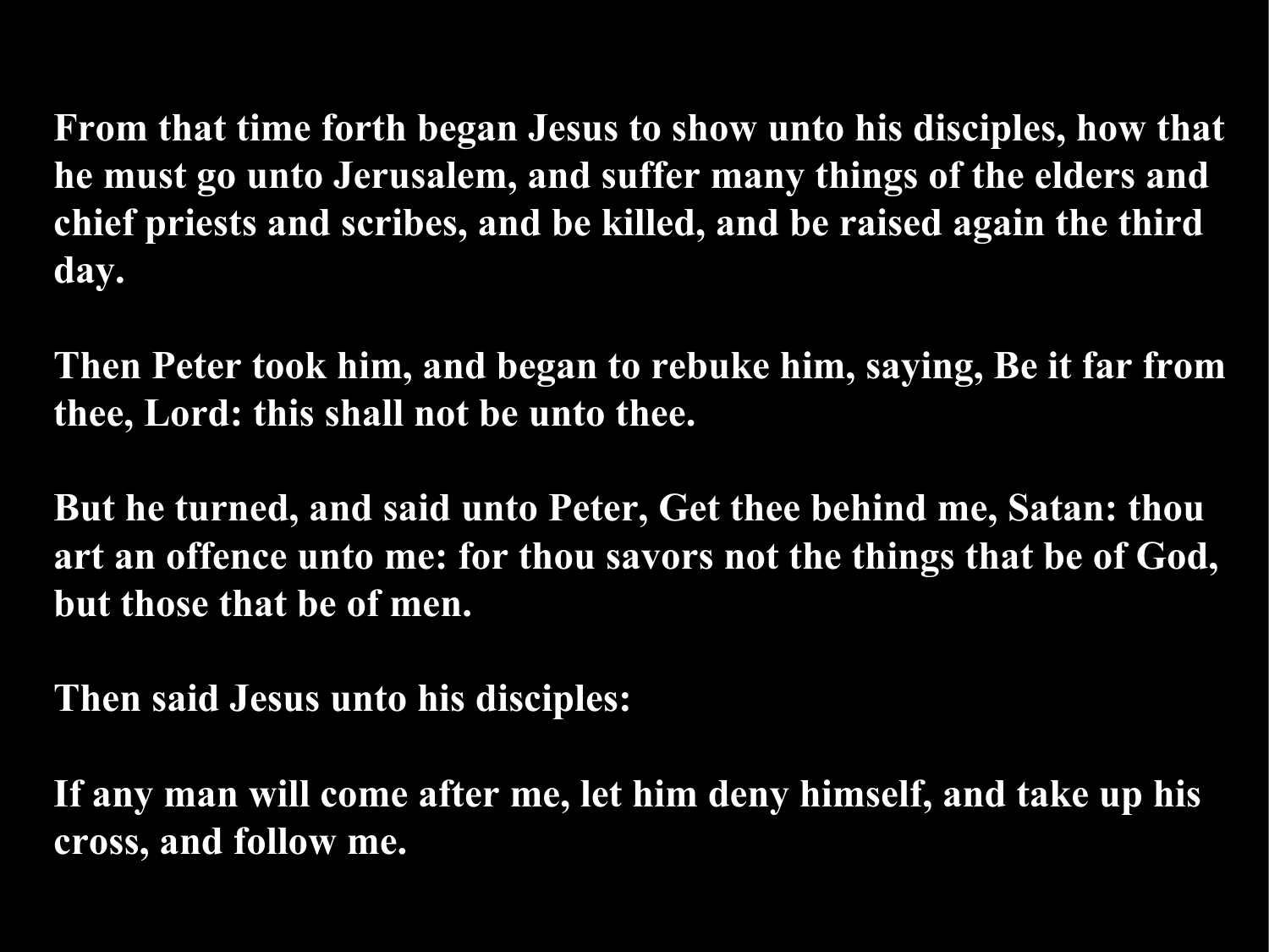**From that time forth began Jesus to show unto his disciples, how that he must go unto Jerusalem, and suffer many things of the elders and chief priests and scribes, and be killed, and be raised again the third day.**

**Then Peter took him, and began to rebuke him, saying, Be it far from thee, Lord: this shall not be unto thee.**

**But he turned, and said unto Peter, Get thee behind me, Satan: thou art an offence unto me: for thou savors not the things that be of God, but those that be of men.**

**Then said Jesus unto his disciples:**

**If any man will come after me, let him deny himself, and take up his cross, and follow me.**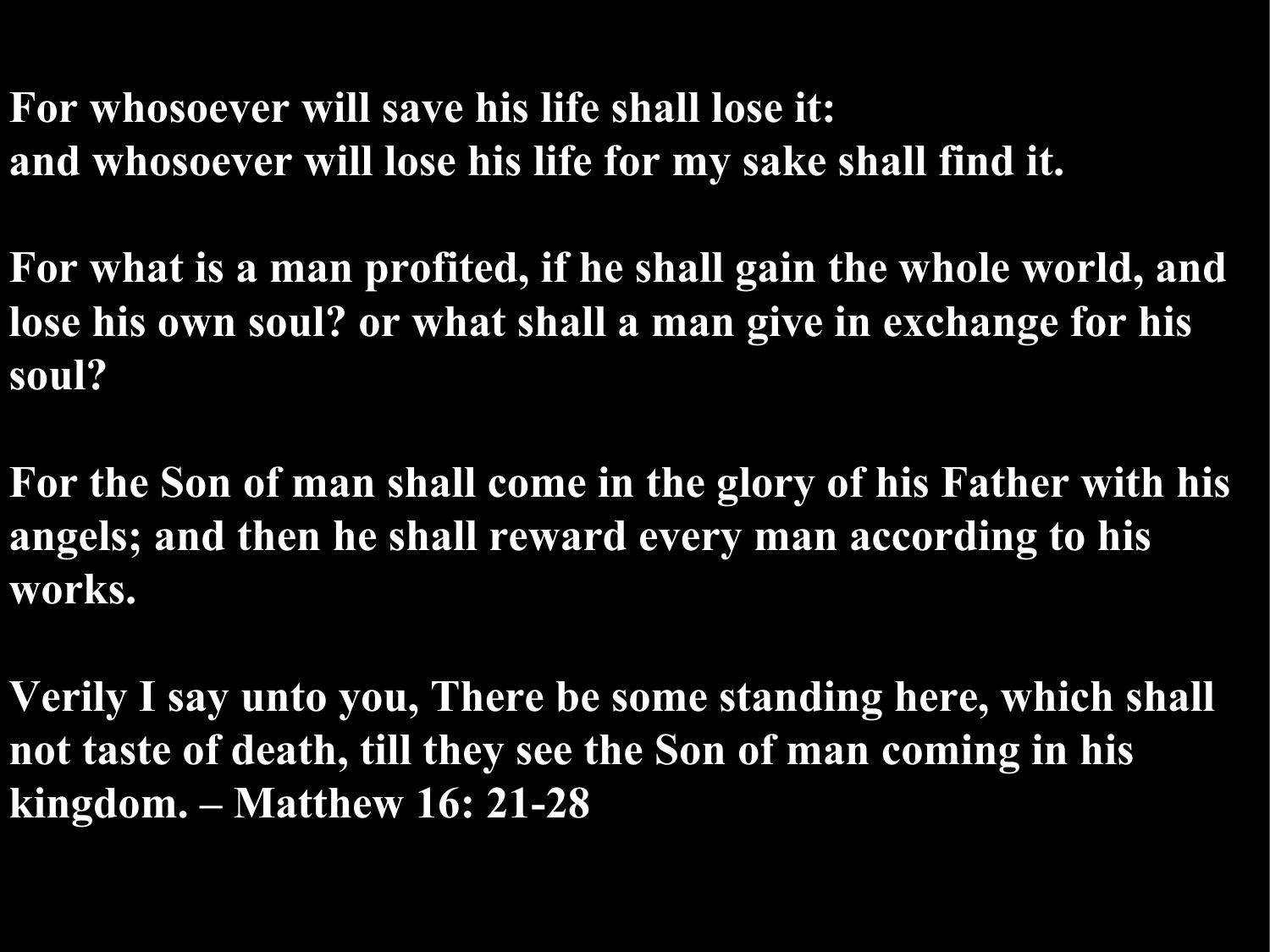**For whosoever will save his life shall lose it:**
**and whosoever will lose his life for my sake shall find it.**

**For what is a man profited, if he shall gain the whole world, and lose his own soul? or what shall a man give in exchange for his soul?**

**For the Son of man shall come in the glory of his Father with his angels; and then he shall reward every man according to his works.**

**Verily I say unto you, There be some standing here, which shall not taste of death, till they see the Son of man coming in his kingdom. – Matthew 16: 21-28**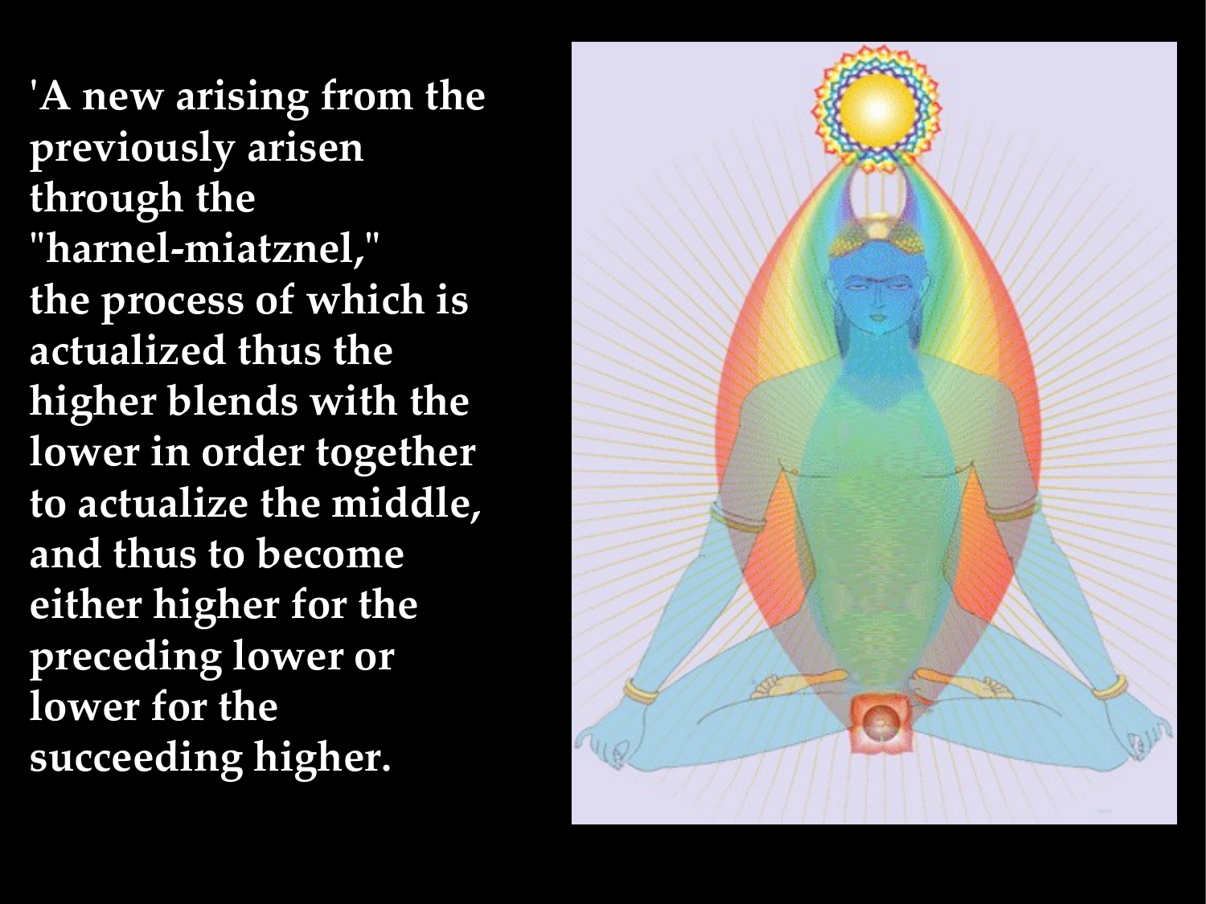'A new arising from the previously arisen through the "harnel-miatznel," the process of which is actualized thus the higher blends with the lower in order together to actualize the middle, and thus to become either higher for the preceding lower or lower for the succeeding higher.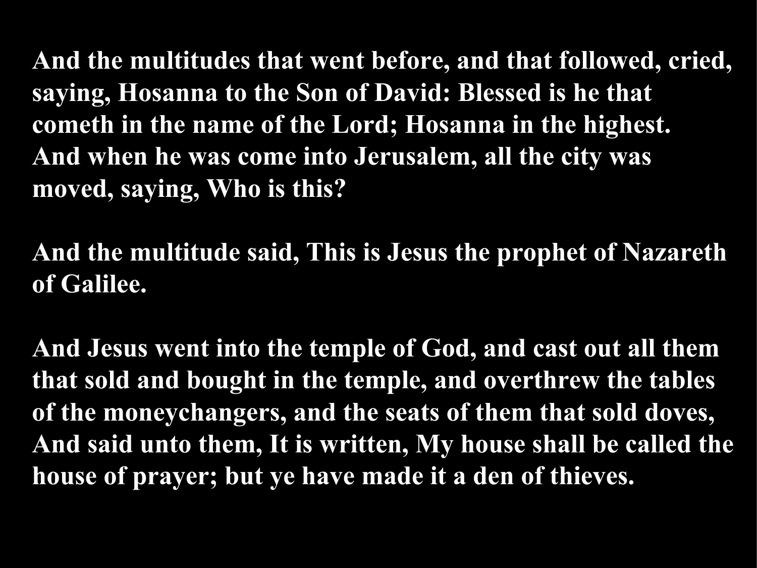**And the multitudes that went before, and that followed, cried, saying, Hosanna to the Son of David: Blessed is he that cometh in the name of the Lord; Hosanna in the highest. And when he was come into Jerusalem, all the city was moved, saying, Who is this?**

**And the multitude said, This is Jesus the prophet of Nazareth of Galilee.**

**And Jesus went into the temple of God, and cast out all them that sold and bought in the temple, and overthrew the tables of the moneychangers, and the seats of them that sold doves, And said unto them, It is written, My house shall be called the house of prayer; but ye have made it a den of thieves.**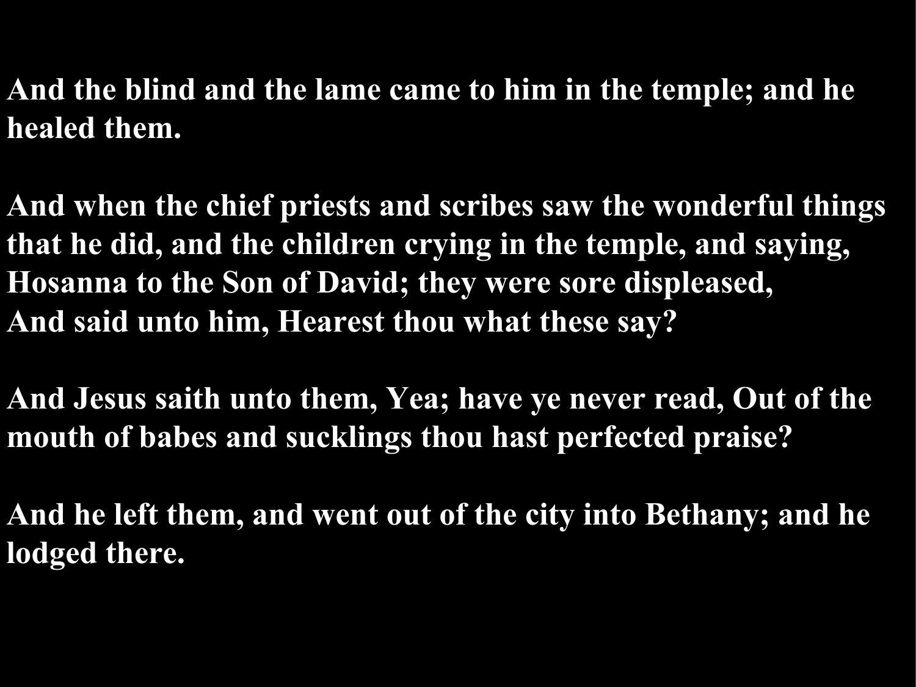**And the blind and the lame came to him in the temple; and he healed them.**

**And when the chief priests and scribes saw the wonderful things that he did, and the children crying in the temple, and saying, Hosanna to the Son of David; they were sore displeased,**
**And said unto him, Hearest thou what these say?**

**And Jesus saith unto them, Yea; have ye never read, Out of the mouth of babes and sucklings thou hast perfected praise?**

**And he left them, and went out of the city into Bethany; and he lodged there.**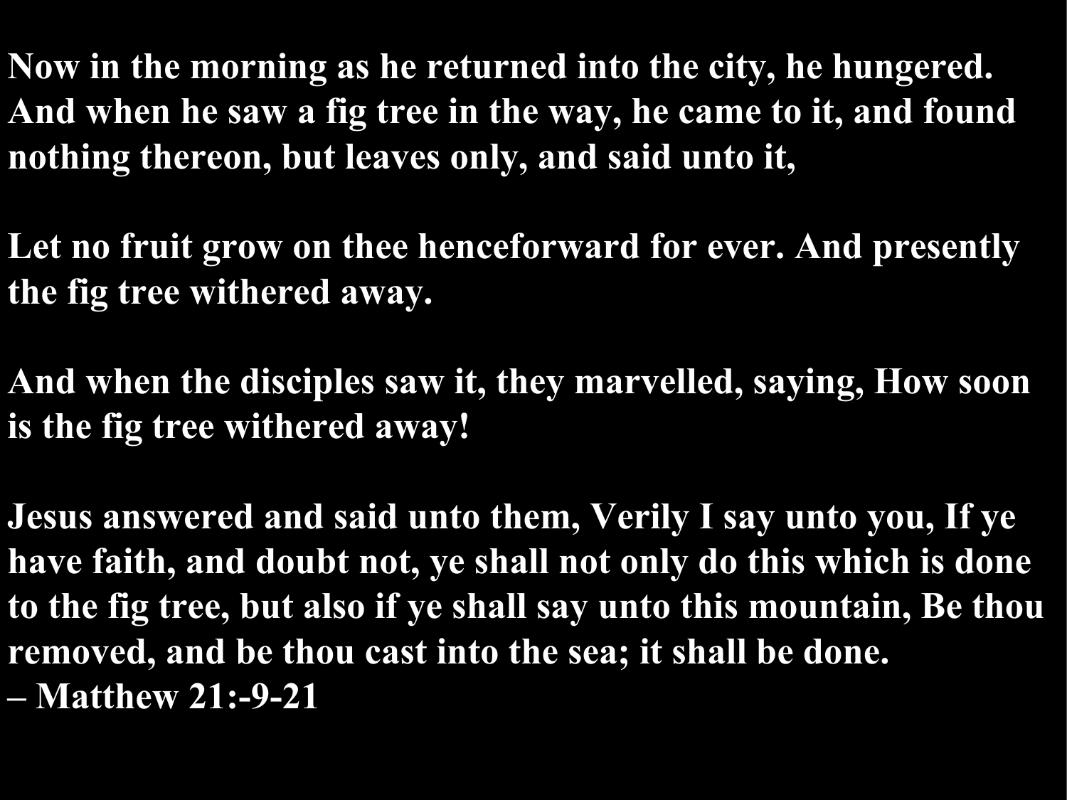**Now in the morning as he returned into the city, he hungered. And when he saw a fig tree in the way, he came to it, and found nothing thereon, but leaves only, and said unto it,**

**Let no fruit grow on thee henceforward for ever. And presently the fig tree withered away.**

**And when the disciples saw it, they marvelled, saying, How soon is the fig tree withered away!**

**Jesus answered and said unto them, Verily I say unto you, If ye have faith, and doubt not, ye shall not only do this which is done to the fig tree, but also if ye shall say unto this mountain, Be thou removed, and be thou cast into the sea; it shall be done.**
**– Matthew 21:-9-21**